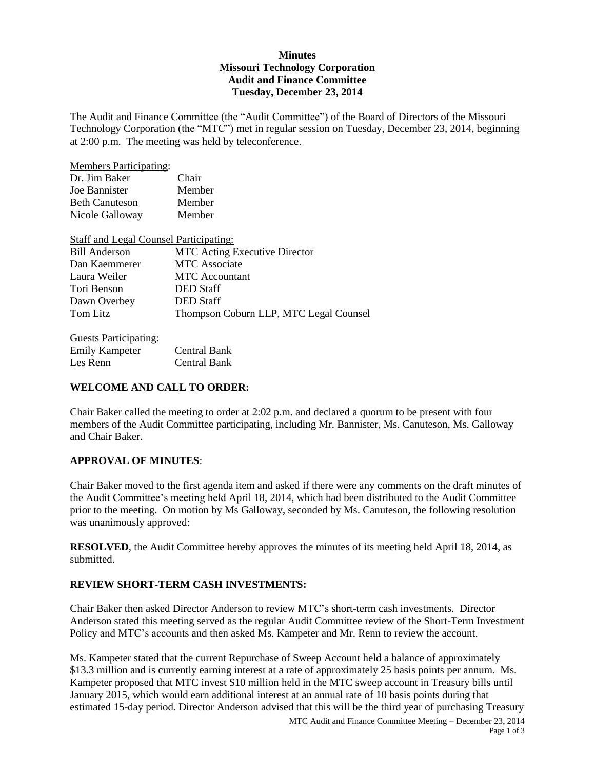**Minutes**
**Missouri Technology Corporation**
**Audit and Finance Committee**
**Tuesday, December 23, 2014**

The Audit and Finance Committee (the "Audit Committee") of the Board of Directors of the Missouri Technology Corporation (the "MTC") met in regular session on Tuesday, December 23, 2014, beginning at 2:00 p.m. The meeting was held by teleconference.

Members Participating:

| | |
|---|---|
| Dr. Jim Baker | Chair |
| Joe Bannister | Member |
| Beth Canuteson | Member |
| Nicole Galloway | Member |

Staff and Legal Counsel Participating:

| | |
|---|---|
| Bill Anderson | MTC Acting Executive Director |
| Dan Kaemmerer | MTC Associate |
| Laura Weiler | MTC Accountant |
| Tori Benson | DED Staff |
| Dawn Overbey | DED Staff |
| Tom Litz | Thompson Coburn LLP, MTC Legal Counsel |

Guests Participating:

| | |
|---|---|
| Emily Kampeter | Central Bank |
| Les Renn | Central Bank |

## WELCOME AND CALL TO ORDER:

Chair Baker called the meeting to order at 2:02 p.m. and declared a quorum to be present with four members of the Audit Committee participating, including Mr. Bannister, Ms. Canuteson, Ms. Galloway and Chair Baker.

## APPROVAL OF MINUTES:

Chair Baker moved to the first agenda item and asked if there were any comments on the draft minutes of the Audit Committee's meeting held April 18, 2014, which had been distributed to the Audit Committee prior to the meeting. On motion by Ms Galloway, seconded by Ms. Canuteson, the following resolution was unanimously approved:

**RESOLVED**, the Audit Committee hereby approves the minutes of its meeting held April 18, 2014, as submitted.

## REVIEW SHORT-TERM CASH INVESTMENTS:

Chair Baker then asked Director Anderson to review MTC's short-term cash investments. Director Anderson stated this meeting served as the regular Audit Committee review of the Short-Term Investment Policy and MTC's accounts and then asked Ms. Kampeter and Mr. Renn to review the account.

Ms. Kampeter stated that the current Repurchase of Sweep Account held a balance of approximately $13.3 million and is currently earning interest at a rate of approximately 25 basis points per annum. Ms. Kampeter proposed that MTC invest $10 million held in the MTC sweep account in Treasury bills until January 2015, which would earn additional interest at an annual rate of 10 basis points during that estimated 15-day period. Director Anderson advised that this will be the third year of purchasing Treasury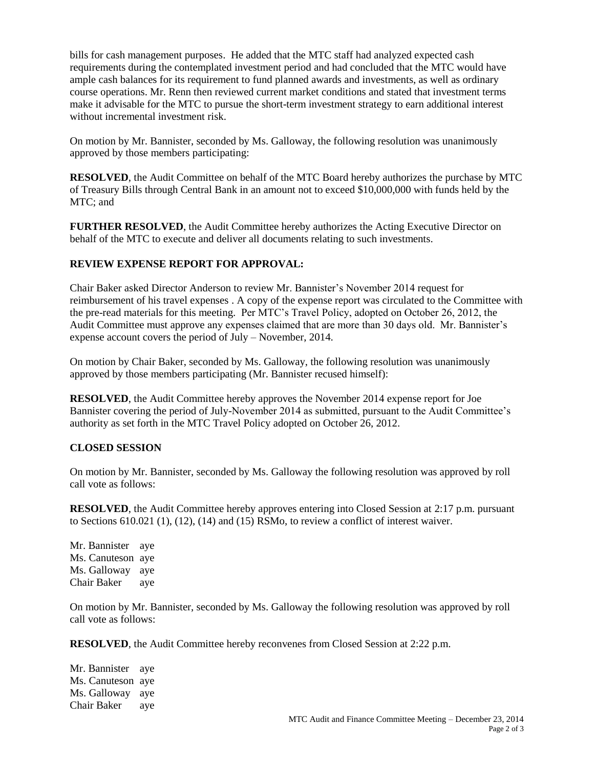bills for cash management purposes. He added that the MTC staff had analyzed expected cash requirements during the contemplated investment period and had concluded that the MTC would have ample cash balances for its requirement to fund planned awards and investments, as well as ordinary course operations. Mr. Renn then reviewed current market conditions and stated that investment terms make it advisable for the MTC to pursue the short-term investment strategy to earn additional interest without incremental investment risk.

On motion by Mr. Bannister, seconded by Ms. Galloway, the following resolution was unanimously approved by those members participating:

**RESOLVED**, the Audit Committee on behalf of the MTC Board hereby authorizes the purchase by MTC of Treasury Bills through Central Bank in an amount not to exceed $10,000,000 with funds held by the MTC; and

**FURTHER RESOLVED**, the Audit Committee hereby authorizes the Acting Executive Director on behalf of the MTC to execute and deliver all documents relating to such investments.

**REVIEW EXPENSE REPORT FOR APPROVAL:**

Chair Baker asked Director Anderson to review Mr. Bannister's November 2014 request for reimbursement of his travel expenses . A copy of the expense report was circulated to the Committee with the pre-read materials for this meeting. Per MTC's Travel Policy, adopted on October 26, 2012, the Audit Committee must approve any expenses claimed that are more than 30 days old. Mr. Bannister's expense account covers the period of July – November, 2014.

On motion by Chair Baker, seconded by Ms. Galloway, the following resolution was unanimously approved by those members participating (Mr. Bannister recused himself):

**RESOLVED**, the Audit Committee hereby approves the November 2014 expense report for Joe Bannister covering the period of July-November 2014 as submitted, pursuant to the Audit Committee's authority as set forth in the MTC Travel Policy adopted on October 26, 2012.

**CLOSED SESSION**

On motion by Mr. Bannister, seconded by Ms. Galloway the following resolution was approved by roll call vote as follows:

**RESOLVED**, the Audit Committee hereby approves entering into Closed Session at 2:17 p.m. pursuant to Sections 610.021 (1), (12), (14) and (15) RSMo, to review a conflict of interest waiver.

Mr. Bannister aye
Ms. Canuteson aye
Ms. Galloway aye
Chair Baker aye

On motion by Mr. Bannister, seconded by Ms. Galloway the following resolution was approved by roll call vote as follows:

**RESOLVED**, the Audit Committee hereby reconvenes from Closed Session at 2:22 p.m.

Mr. Bannister aye
Ms. Canuteson aye
Ms. Galloway aye
Chair Baker aye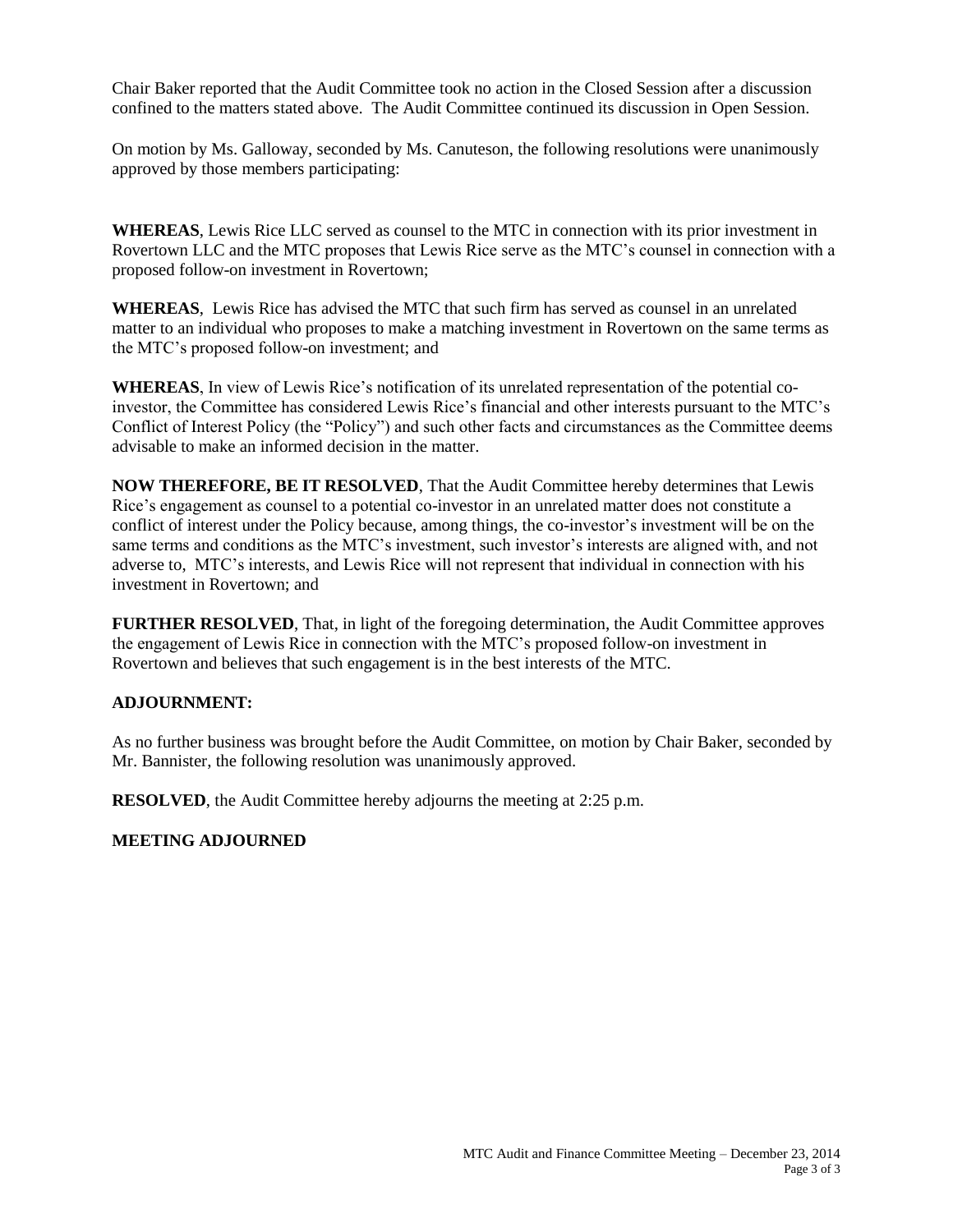Chair Baker reported that the Audit Committee took no action in the Closed Session after a discussion confined to the matters stated above. The Audit Committee continued its discussion in Open Session.

On motion by Ms. Galloway, seconded by Ms. Canuteson, the following resolutions were unanimously approved by those members participating:

**WHEREAS**, Lewis Rice LLC served as counsel to the MTC in connection with its prior investment in Rovertown LLC and the MTC proposes that Lewis Rice serve as the MTC's counsel in connection with a proposed follow-on investment in Rovertown;

**WHEREAS**, Lewis Rice has advised the MTC that such firm has served as counsel in an unrelated matter to an individual who proposes to make a matching investment in Rovertown on the same terms as the MTC's proposed follow-on investment; and

**WHEREAS**, In view of Lewis Rice's notification of its unrelated representation of the potential co-investor, the Committee has considered Lewis Rice's financial and other interests pursuant to the MTC's Conflict of Interest Policy (the "Policy") and such other facts and circumstances as the Committee deems advisable to make an informed decision in the matter.

**NOW THEREFORE, BE IT RESOLVED**, That the Audit Committee hereby determines that Lewis Rice's engagement as counsel to a potential co-investor in an unrelated matter does not constitute a conflict of interest under the Policy because, among things, the co-investor's investment will be on the same terms and conditions as the MTC's investment, such investor's interests are aligned with, and not adverse to, MTC's interests, and Lewis Rice will not represent that individual in connection with his investment in Rovertown; and

**FURTHER RESOLVED**, That, in light of the foregoing determination, the Audit Committee approves the engagement of Lewis Rice in connection with the MTC's proposed follow-on investment in Rovertown and believes that such engagement is in the best interests of the MTC.

**ADJOURNMENT:**

As no further business was brought before the Audit Committee, on motion by Chair Baker, seconded by Mr. Bannister, the following resolution was unanimously approved.

**RESOLVED**, the Audit Committee hereby adjourns the meeting at 2:25 p.m.

**MEETING ADJOURNED**